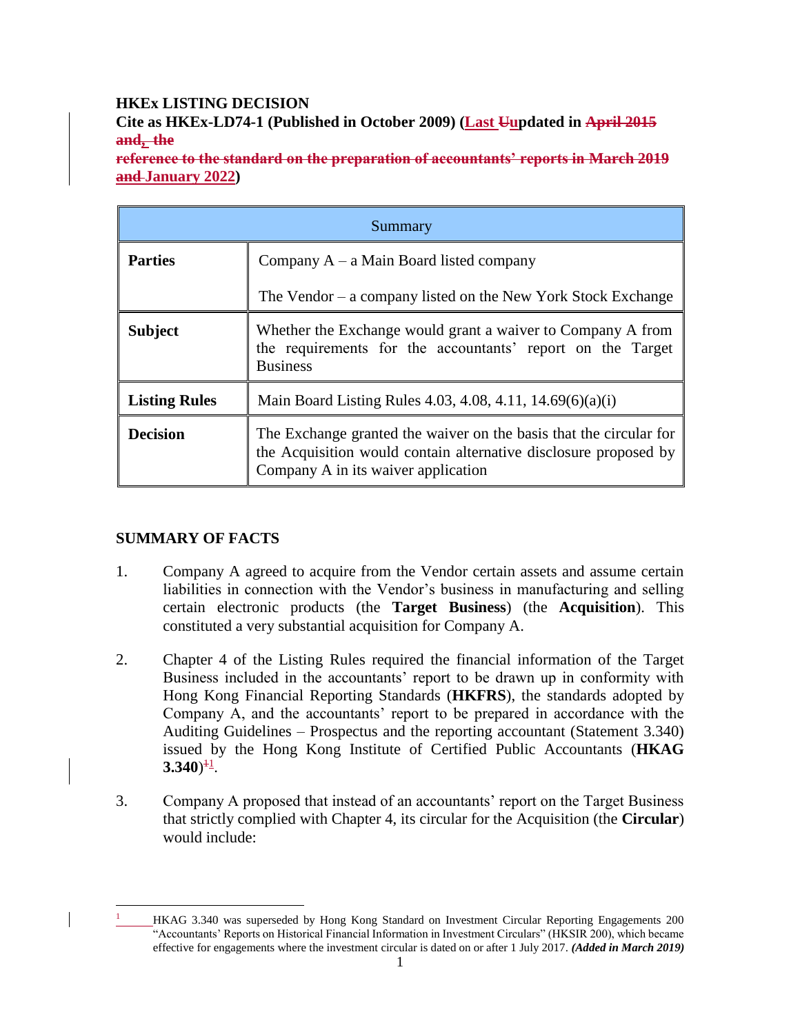**HKEx LISTING DECISION**

**Cite as HKEx-LD74-1 (Published in October 2009) (Last ~~U~~updated in ~~April 2015 and, the reference to the standard on the preparation of accountants' reports in March 2019 and~~ January 2022)**

| Summary | |
|---|---|
| **Parties** | Company A – a Main Board listed company<br><br>The Vendor – a company listed on the New York Stock Exchange |
| **Subject** | Whether the Exchange would grant a waiver to Company A from the requirements for the accountants' report on the Target Business |
| **Listing Rules** | Main Board Listing Rules 4.03, 4.08, 4.11, 14.69(6)(a)(i) |
| **Decision** | The Exchange granted the waiver on the basis that the circular for the Acquisition would contain alternative disclosure proposed by Company A in its waiver application |

## SUMMARY OF FACTS

1. Company A agreed to acquire from the Vendor certain assets and assume certain liabilities in connection with the Vendor's business in manufacturing and selling certain electronic products (the **Target Business**) (the **Acquisition**). This constituted a very substantial acquisition for Company A.

2. Chapter 4 of the Listing Rules required the financial information of the Target Business included in the accountants' report to be drawn up in conformity with Hong Kong Financial Reporting Standards (**HKFRS**), the standards adopted by Company A, and the accountants' report to be prepared in accordance with the Auditing Guidelines – Prospectus and the reporting accountant (Statement 3.340) issued by the Hong Kong Institute of Certified Public Accountants (**HKAG 3.340**)[1].

3. Company A proposed that instead of an accountants' report on the Target Business that strictly complied with Chapter 4, its circular for the Acquisition (the **Circular**) would include:

---

[1] HKAG 3.340 was superseded by Hong Kong Standard on Investment Circular Reporting Engagements 200 "Accountants' Reports on Historical Financial Information in Investment Circulars" (HKSIR 200), which became effective for engagements where the investment circular is dated on or after 1 July 2017. ***(Added in March 2019)***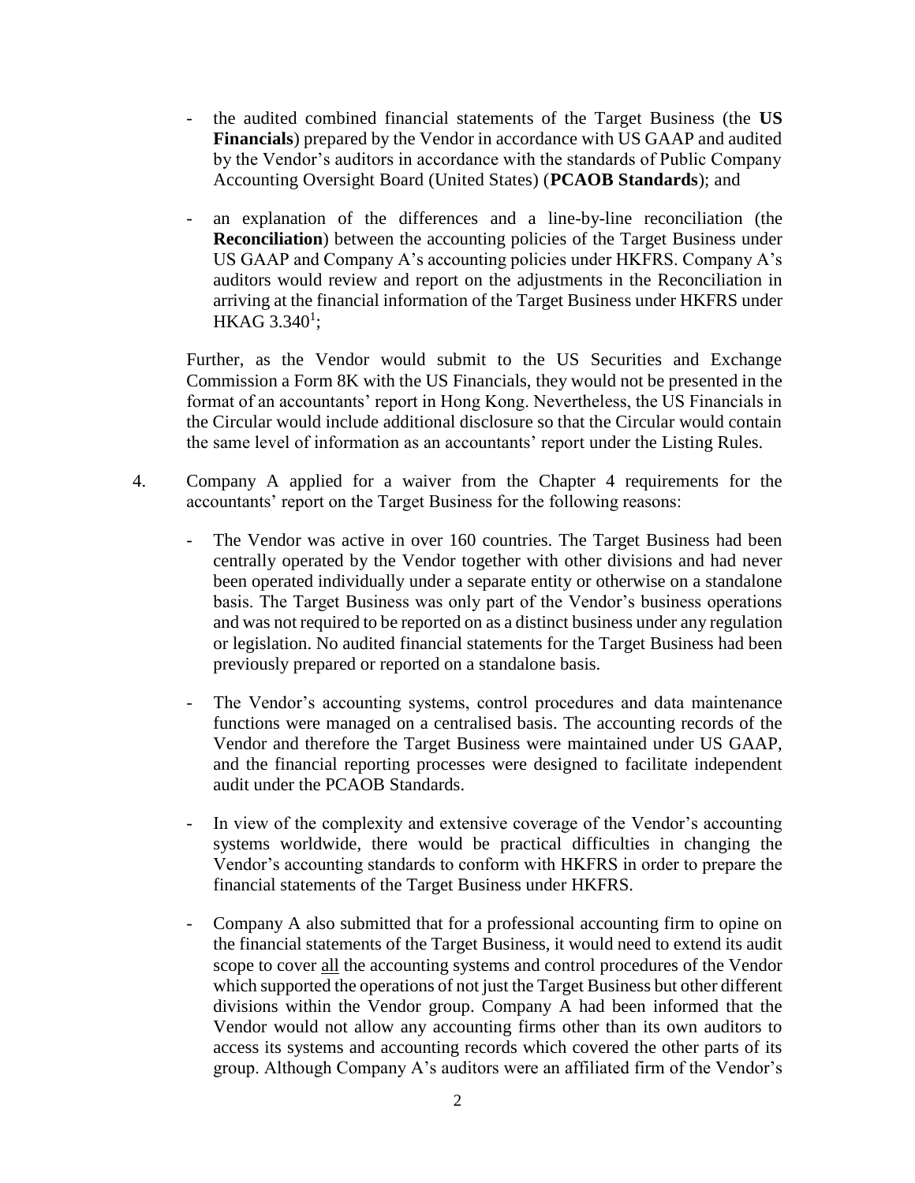- the audited combined financial statements of the Target Business (the **US Financials**) prepared by the Vendor in accordance with US GAAP and audited by the Vendor's auditors in accordance with the standards of Public Company Accounting Oversight Board (United States) (**PCAOB Standards**); and

- an explanation of the differences and a line-by-line reconciliation (the **Reconciliation**) between the accounting policies of the Target Business under US GAAP and Company A's accounting policies under HKFRS. Company A's auditors would review and report on the adjustments in the Reconciliation in arriving at the financial information of the Target Business under HKFRS under HKAG 3.340[1];

Further, as the Vendor would submit to the US Securities and Exchange Commission a Form 8K with the US Financials, they would not be presented in the format of an accountants' report in Hong Kong. Nevertheless, the US Financials in the Circular would include additional disclosure so that the Circular would contain the same level of information as an accountants' report under the Listing Rules.

4. Company A applied for a waiver from the Chapter 4 requirements for the accountants' report on the Target Business for the following reasons:

   - The Vendor was active in over 160 countries. The Target Business had been centrally operated by the Vendor together with other divisions and had never been operated individually under a separate entity or otherwise on a standalone basis. The Target Business was only part of the Vendor's business operations and was not required to be reported on as a distinct business under any regulation or legislation. No audited financial statements for the Target Business had been previously prepared or reported on a standalone basis.

   - The Vendor's accounting systems, control procedures and data maintenance functions were managed on a centralised basis. The accounting records of the Vendor and therefore the Target Business were maintained under US GAAP, and the financial reporting processes were designed to facilitate independent audit under the PCAOB Standards.

   - In view of the complexity and extensive coverage of the Vendor's accounting systems worldwide, there would be practical difficulties in changing the Vendor's accounting standards to conform with HKFRS in order to prepare the financial statements of the Target Business under HKFRS.

   - Company A also submitted that for a professional accounting firm to opine on the financial statements of the Target Business, it would need to extend its audit scope to cover <u>all</u> the accounting systems and control procedures of the Vendor which supported the operations of not just the Target Business but other different divisions within the Vendor group. Company A had been informed that the Vendor would not allow any accounting firms other than its own auditors to access its systems and accounting records which covered the other parts of its group. Although Company A's auditors were an affiliated firm of the Vendor's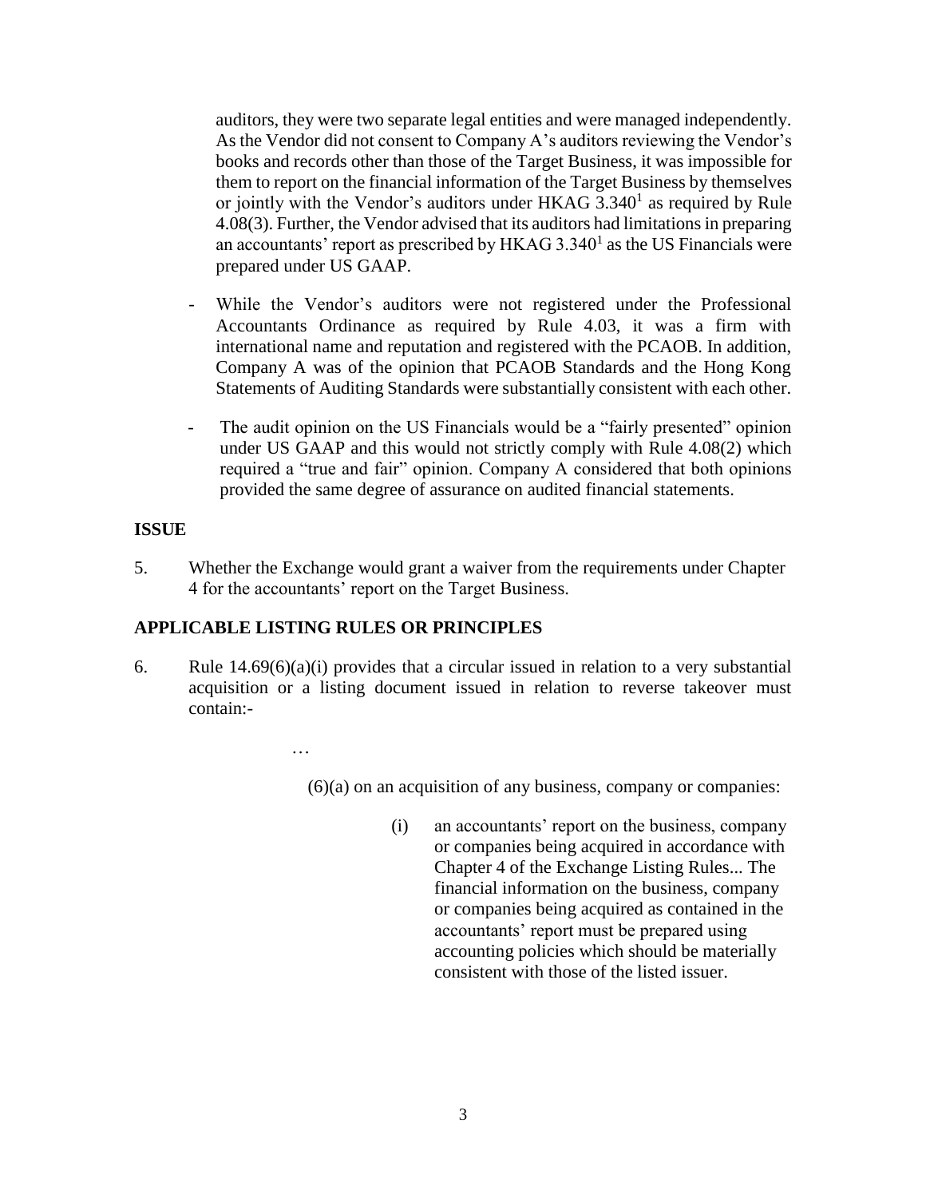auditors, they were two separate legal entities and were managed independently. As the Vendor did not consent to Company A's auditors reviewing the Vendor's books and records other than those of the Target Business, it was impossible for them to report on the financial information of the Target Business by themselves or jointly with the Vendor's auditors under HKAG 3.340[1] as required by Rule 4.08(3). Further, the Vendor advised that its auditors had limitations in preparing an accountants' report as prescribed by HKAG 3.340[1] as the US Financials were prepared under US GAAP.

- While the Vendor's auditors were not registered under the Professional Accountants Ordinance as required by Rule 4.03, it was a firm with international name and reputation and registered with the PCAOB. In addition, Company A was of the opinion that PCAOB Standards and the Hong Kong Statements of Auditing Standards were substantially consistent with each other.

- The audit opinion on the US Financials would be a "fairly presented" opinion under US GAAP and this would not strictly comply with Rule 4.08(2) which required a "true and fair" opinion. Company A considered that both opinions provided the same degree of assurance on audited financial statements.

**ISSUE**

5. Whether the Exchange would grant a waiver from the requirements under Chapter 4 for the accountants' report on the Target Business.

**APPLICABLE LISTING RULES OR PRINCIPLES**

6. Rule 14.69(6)(a)(i) provides that a circular issued in relation to a very substantial acquisition or a listing document issued in relation to reverse takeover must contain:-

…

(6)(a) on an acquisition of any business, company or companies:

(i) an accountants' report on the business, company or companies being acquired in accordance with Chapter 4 of the Exchange Listing Rules... The financial information on the business, company or companies being acquired as contained in the accountants' report must be prepared using accounting policies which should be materially consistent with those of the listed issuer.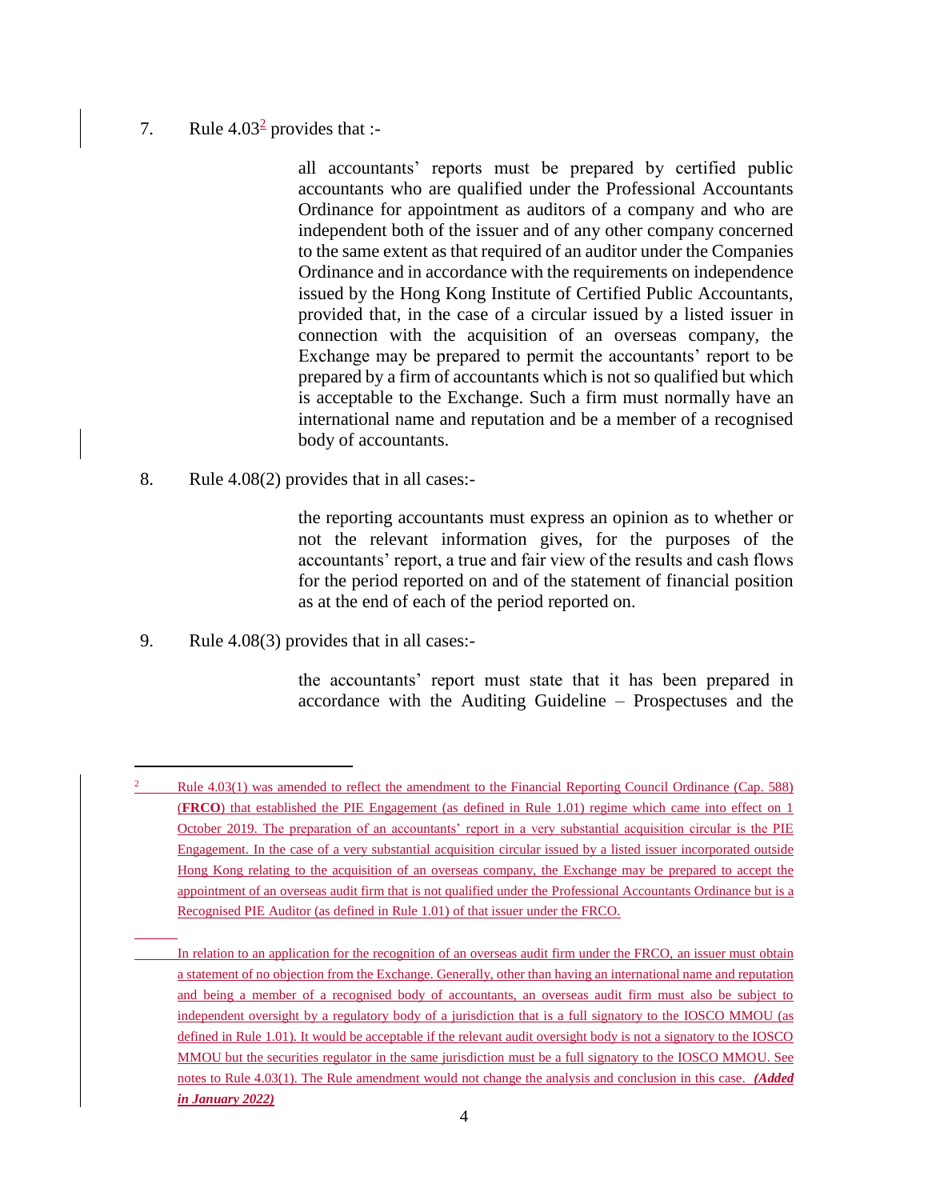7. Rule 4.03[2] provides that :-

> all accountants' reports must be prepared by certified public accountants who are qualified under the Professional Accountants Ordinance for appointment as auditors of a company and who are independent both of the issuer and of any other company concerned to the same extent as that required of an auditor under the Companies Ordinance and in accordance with the requirements on independence issued by the Hong Kong Institute of Certified Public Accountants, provided that, in the case of a circular issued by a listed issuer in connection with the acquisition of an overseas company, the Exchange may be prepared to permit the accountants' report to be prepared by a firm of accountants which is not so qualified but which is acceptable to the Exchange. Such a firm must normally have an international name and reputation and be a member of a recognised body of accountants.

8. Rule 4.08(2) provides that in all cases:-

> the reporting accountants must express an opinion as to whether or not the relevant information gives, for the purposes of the accountants' report, a true and fair view of the results and cash flows for the period reported on and of the statement of financial position as at the end of each of the period reported on.

9. Rule 4.08(3) provides that in all cases:-

> the accountants' report must state that it has been prepared in accordance with the Auditing Guideline – Prospectuses and the

---

[2] Rule 4.03(1) was amended to reflect the amendment to the Financial Reporting Council Ordinance (Cap. 588) (**FRCO**) that established the PIE Engagement (as defined in Rule 1.01) regime which came into effect on 1 October 2019. The preparation of an accountants' report in a very substantial acquisition circular is the PIE Engagement. In the case of a very substantial acquisition circular issued by a listed issuer incorporated outside Hong Kong relating to the acquisition of an overseas company, the Exchange may be prepared to accept the appointment of an overseas audit firm that is not qualified under the Professional Accountants Ordinance but is a Recognised PIE Auditor (as defined in Rule 1.01) of that issuer under the FRCO.

In relation to an application for the recognition of an overseas audit firm under the FRCO, an issuer must obtain a statement of no objection from the Exchange. Generally, other than having an international name and reputation and being a member of a recognised body of accountants, an overseas audit firm must also be subject to independent oversight by a regulatory body of a jurisdiction that is a full signatory to the IOSCO MMOU (as defined in Rule 1.01). It would be acceptable if the relevant audit oversight body is not a signatory to the IOSCO MMOU but the securities regulator in the same jurisdiction must be a full signatory to the IOSCO MMOU. See notes to Rule 4.03(1). The Rule amendment would not change the analysis and conclusion in this case. ***(Added in January 2022)***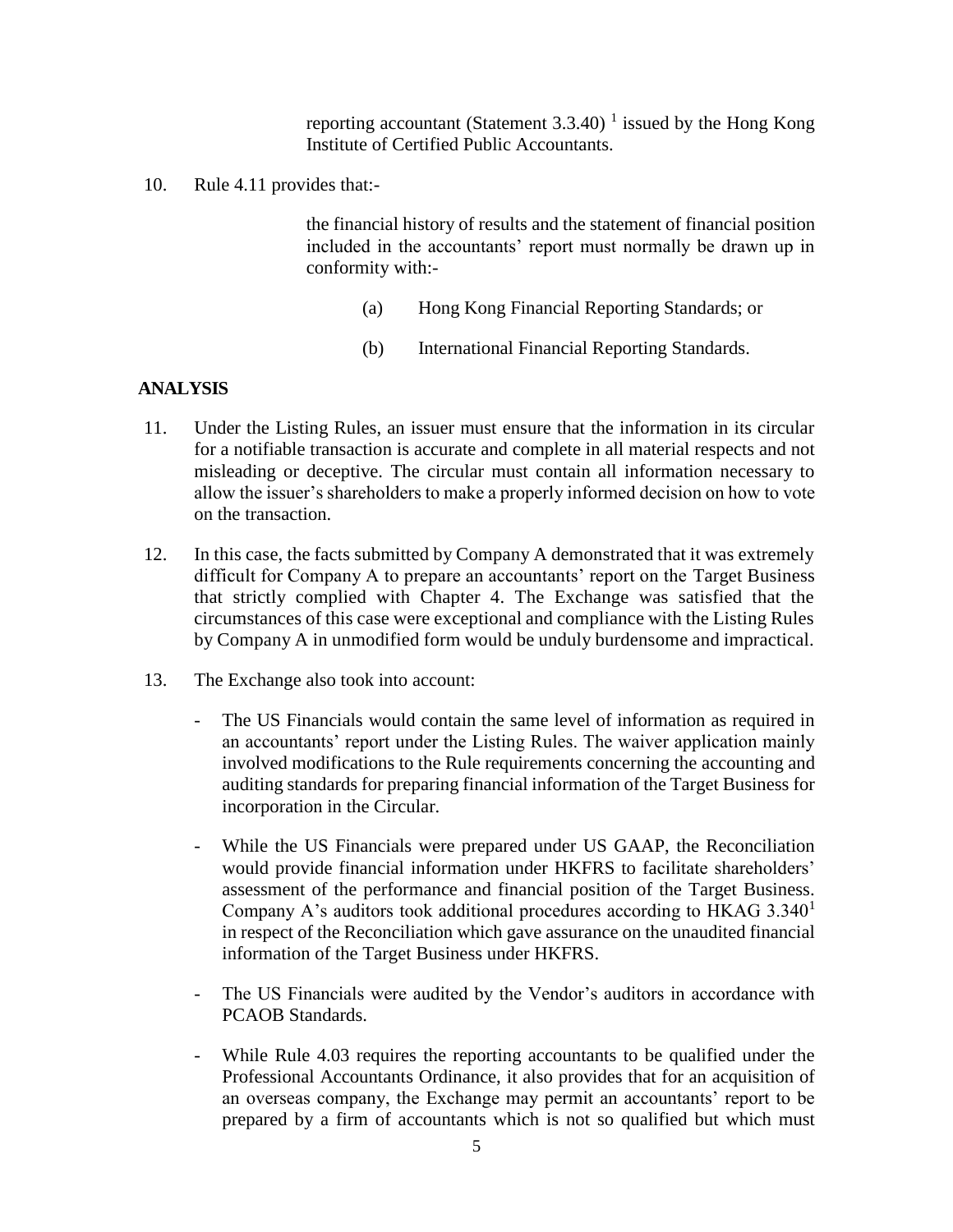reporting accountant (Statement 3.3.40) [1] issued by the Hong Kong Institute of Certified Public Accountants.

10. Rule 4.11 provides that:-

    the financial history of results and the statement of financial position included in the accountants' report must normally be drawn up in conformity with:-

    (a) Hong Kong Financial Reporting Standards; or

    (b) International Financial Reporting Standards.

**ANALYSIS**

11. Under the Listing Rules, an issuer must ensure that the information in its circular for a notifiable transaction is accurate and complete in all material respects and not misleading or deceptive. The circular must contain all information necessary to allow the issuer's shareholders to make a properly informed decision on how to vote on the transaction.

12. In this case, the facts submitted by Company A demonstrated that it was extremely difficult for Company A to prepare an accountants' report on the Target Business that strictly complied with Chapter 4. The Exchange was satisfied that the circumstances of this case were exceptional and compliance with the Listing Rules by Company A in unmodified form would be unduly burdensome and impractical.

13. The Exchange also took into account:

    - The US Financials would contain the same level of information as required in an accountants' report under the Listing Rules. The waiver application mainly involved modifications to the Rule requirements concerning the accounting and auditing standards for preparing financial information of the Target Business for incorporation in the Circular.

    - While the US Financials were prepared under US GAAP, the Reconciliation would provide financial information under HKFRS to facilitate shareholders' assessment of the performance and financial position of the Target Business. Company A's auditors took additional procedures according to HKAG 3.340[1] in respect of the Reconciliation which gave assurance on the unaudited financial information of the Target Business under HKFRS.

    - The US Financials were audited by the Vendor's auditors in accordance with PCAOB Standards.

    - While Rule 4.03 requires the reporting accountants to be qualified under the Professional Accountants Ordinance, it also provides that for an acquisition of an overseas company, the Exchange may permit an accountants' report to be prepared by a firm of accountants which is not so qualified but which must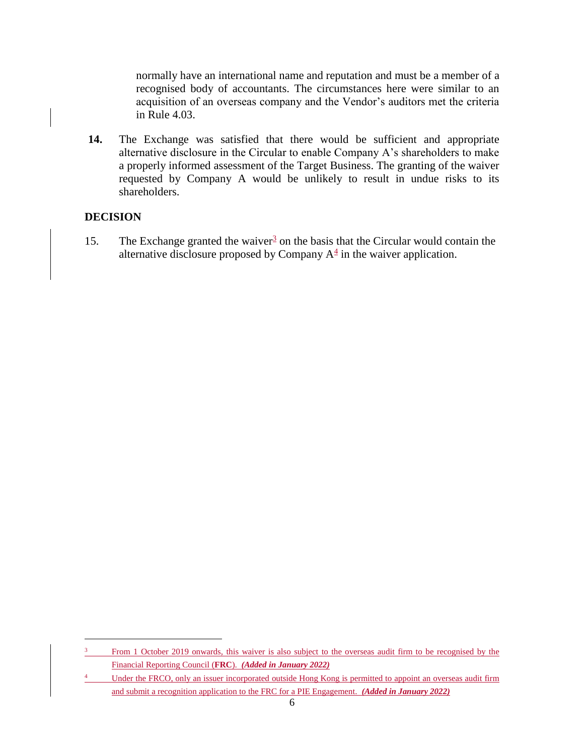normally have an international name and reputation and must be a member of a recognised body of accountants. The circumstances here were similar to an acquisition of an overseas company and the Vendor's auditors met the criteria in Rule 4.03.

**14.** The Exchange was satisfied that there would be sufficient and appropriate alternative disclosure in the Circular to enable Company A's shareholders to make a properly informed assessment of the Target Business. The granting of the waiver requested by Company A would be unlikely to result in undue risks to its shareholders.

## DECISION

15. The Exchange granted the waiver[3] on the basis that the Circular would contain the alternative disclosure proposed by Company A[4] in the waiver application.

---

[3] From 1 October 2019 onwards, this waiver is also subject to the overseas audit firm to be recognised by the Financial Reporting Council (**FRC**). ***(Added in January 2022)***

[4] Under the FRCO, only an issuer incorporated outside Hong Kong is permitted to appoint an overseas audit firm and submit a recognition application to the FRC for a PIE Engagement. ***(Added in January 2022)***